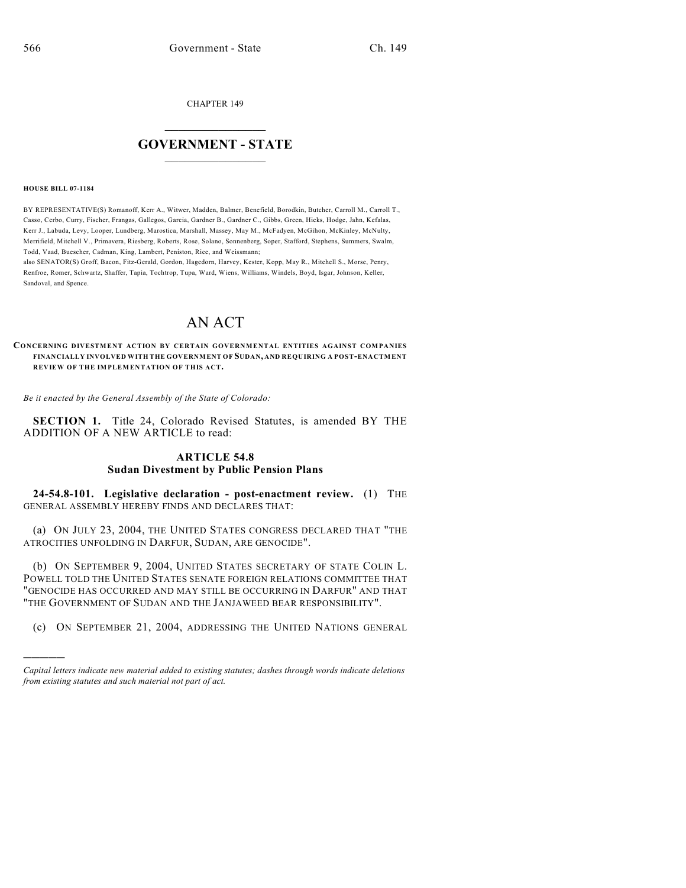CHAPTER 149

# GOVERNMENT - STATE

**HOUSE BILL 07-1184**

BY REPRESENTATIVE(S) Romanoff, Kerr A., Witwer, Madden, Balmer, Benefield, Borodkin, Butcher, Carroll M., Carroll T., Casso, Cerbo, Curry, Fischer, Frangas, Gallegos, Garcia, Gardner B., Gardner C., Gibbs, Green, Hicks, Hodge, Jahn, Kefalas, Kerr J., Labuda, Levy, Looper, Lundberg, Marostica, Marshall, Massey, May M., McFadyen, McGihon, McKinley, McNulty, Merrifield, Mitchell V., Primavera, Riesberg, Roberts, Rose, Solano, Sonnenberg, Soper, Stafford, Stephens, Summers, Swalm, Todd, Vaad, Buescher, Cadman, King, Lambert, Peniston, Rice, and Weissmann;
also SENATOR(S) Groff, Bacon, Fitz-Gerald, Gordon, Hagedorn, Harvey, Kester, Kopp, May R., Mitchell S., Morse, Penry, Renfroe, Romer, Schwartz, Shaffer, Tapia, Tochtrop, Tupa, Ward, Wiens, Williams, Windels, Boyd, Isgar, Johnson, Keller, Sandoval, and Spence.

# AN ACT

**CONCERNING DIVESTMENT ACTION BY CERTAIN GOVERNMENTAL ENTITIES AGAINST COMPANIES FINANCIALLY INVOLVED WITH THE GOVERNMENT OF SUDAN, AND REQUIRING A POST-ENACTMENT REVIEW OF THE IMPLEMENTATION OF THIS ACT.**

*Be it enacted by the General Assembly of the State of Colorado:*

**SECTION 1.** Title 24, Colorado Revised Statutes, is amended BY THE ADDITION OF A NEW ARTICLE to read:

## ARTICLE 54.8
## Sudan Divestment by Public Pension Plans

**24-54.8-101. Legislative declaration - post-enactment review.** (1) THE GENERAL ASSEMBLY HEREBY FINDS AND DECLARES THAT:

(a) ON JULY 23, 2004, THE UNITED STATES CONGRESS DECLARED THAT "THE ATROCITIES UNFOLDING IN DARFUR, SUDAN, ARE GENOCIDE".

(b) ON SEPTEMBER 9, 2004, UNITED STATES SECRETARY OF STATE COLIN L. POWELL TOLD THE UNITED STATES SENATE FOREIGN RELATIONS COMMITTEE THAT "GENOCIDE HAS OCCURRED AND MAY STILL BE OCCURRING IN DARFUR" AND THAT "THE GOVERNMENT OF SUDAN AND THE JANJAWEED BEAR RESPONSIBILITY".

(c) ON SEPTEMBER 21, 2004, ADDRESSING THE UNITED NATIONS GENERAL

*Capital letters indicate new material added to existing statutes; dashes through words indicate deletions from existing statutes and such material not part of act.*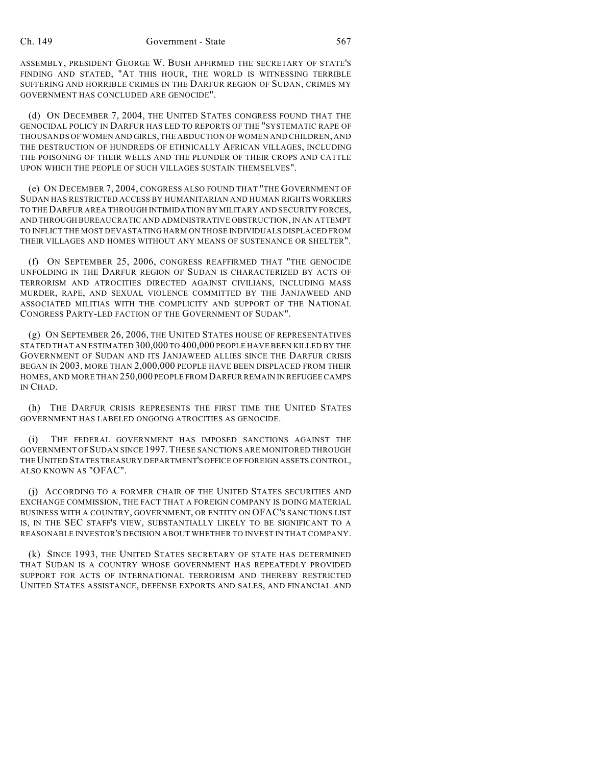ASSEMBLY, PRESIDENT GEORGE W. BUSH AFFIRMED THE SECRETARY OF STATE'S FINDING AND STATED, "AT THIS HOUR, THE WORLD IS WITNESSING TERRIBLE SUFFERING AND HORRIBLE CRIMES IN THE DARFUR REGION OF SUDAN, CRIMES MY GOVERNMENT HAS CONCLUDED ARE GENOCIDE".

(d) ON DECEMBER 7, 2004, THE UNITED STATES CONGRESS FOUND THAT THE GENOCIDAL POLICY IN DARFUR HAS LED TO REPORTS OF THE "SYSTEMATIC RAPE OF THOUSANDS OF WOMEN AND GIRLS, THE ABDUCTION OF WOMEN AND CHILDREN, AND THE DESTRUCTION OF HUNDREDS OF ETHNICALLY AFRICAN VILLAGES, INCLUDING THE POISONING OF THEIR WELLS AND THE PLUNDER OF THEIR CROPS AND CATTLE UPON WHICH THE PEOPLE OF SUCH VILLAGES SUSTAIN THEMSELVES".

(e) ON DECEMBER 7, 2004, CONGRESS ALSO FOUND THAT "THE GOVERNMENT OF SUDAN HAS RESTRICTED ACCESS BY HUMANITARIAN AND HUMAN RIGHTS WORKERS TO THE DARFUR AREA THROUGH INTIMIDATION BY MILITARY AND SECURITY FORCES, AND THROUGH BUREAUCRATIC AND ADMINISTRATIVE OBSTRUCTION, IN AN ATTEMPT TO INFLICT THE MOST DEVASTATING HARM ON THOSE INDIVIDUALS DISPLACED FROM THEIR VILLAGES AND HOMES WITHOUT ANY MEANS OF SUSTENANCE OR SHELTER".

(f) ON SEPTEMBER 25, 2006, CONGRESS REAFFIRMED THAT "THE GENOCIDE UNFOLDING IN THE DARFUR REGION OF SUDAN IS CHARACTERIZED BY ACTS OF TERRORISM AND ATROCITIES DIRECTED AGAINST CIVILIANS, INCLUDING MASS MURDER, RAPE, AND SEXUAL VIOLENCE COMMITTED BY THE JANJAWEED AND ASSOCIATED MILITIAS WITH THE COMPLICITY AND SUPPORT OF THE NATIONAL CONGRESS PARTY-LED FACTION OF THE GOVERNMENT OF SUDAN".

(g) ON SEPTEMBER 26, 2006, THE UNITED STATES HOUSE OF REPRESENTATIVES STATED THAT AN ESTIMATED 300,000 TO 400,000 PEOPLE HAVE BEEN KILLED BY THE GOVERNMENT OF SUDAN AND ITS JANJAWEED ALLIES SINCE THE DARFUR CRISIS BEGAN IN 2003, MORE THAN 2,000,000 PEOPLE HAVE BEEN DISPLACED FROM THEIR HOMES, AND MORE THAN 250,000 PEOPLE FROM DARFUR REMAIN IN REFUGEE CAMPS IN CHAD.

(h) THE DARFUR CRISIS REPRESENTS THE FIRST TIME THE UNITED STATES GOVERNMENT HAS LABELED ONGOING ATROCITIES AS GENOCIDE.

(i) THE FEDERAL GOVERNMENT HAS IMPOSED SANCTIONS AGAINST THE GOVERNMENT OF SUDAN SINCE 1997. THESE SANCTIONS ARE MONITORED THROUGH THE UNITED STATES TREASURY DEPARTMENT'S OFFICE OF FOREIGN ASSETS CONTROL, ALSO KNOWN AS "OFAC".

(j) ACCORDING TO A FORMER CHAIR OF THE UNITED STATES SECURITIES AND EXCHANGE COMMISSION, THE FACT THAT A FOREIGN COMPANY IS DOING MATERIAL BUSINESS WITH A COUNTRY, GOVERNMENT, OR ENTITY ON OFAC'S SANCTIONS LIST IS, IN THE SEC STAFF'S VIEW, SUBSTANTIALLY LIKELY TO BE SIGNIFICANT TO A REASONABLE INVESTOR'S DECISION ABOUT WHETHER TO INVEST IN THAT COMPANY.

(k) SINCE 1993, THE UNITED STATES SECRETARY OF STATE HAS DETERMINED THAT SUDAN IS A COUNTRY WHOSE GOVERNMENT HAS REPEATEDLY PROVIDED SUPPORT FOR ACTS OF INTERNATIONAL TERRORISM AND THEREBY RESTRICTED UNITED STATES ASSISTANCE, DEFENSE EXPORTS AND SALES, AND FINANCIAL AND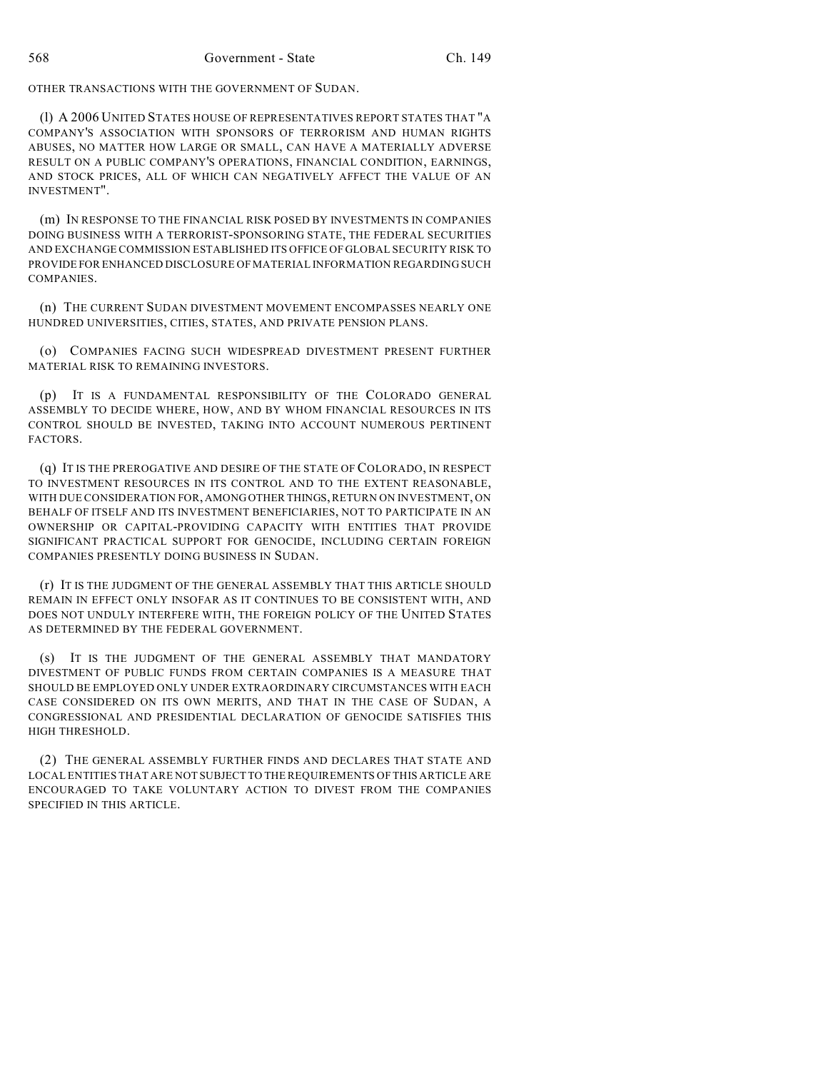OTHER TRANSACTIONS WITH THE GOVERNMENT OF SUDAN.

(l) A 2006 UNITED STATES HOUSE OF REPRESENTATIVES REPORT STATES THAT "A COMPANY'S ASSOCIATION WITH SPONSORS OF TERRORISM AND HUMAN RIGHTS ABUSES, NO MATTER HOW LARGE OR SMALL, CAN HAVE A MATERIALLY ADVERSE RESULT ON A PUBLIC COMPANY'S OPERATIONS, FINANCIAL CONDITION, EARNINGS, AND STOCK PRICES, ALL OF WHICH CAN NEGATIVELY AFFECT THE VALUE OF AN INVESTMENT".

(m) IN RESPONSE TO THE FINANCIAL RISK POSED BY INVESTMENTS IN COMPANIES DOING BUSINESS WITH A TERRORIST-SPONSORING STATE, THE FEDERAL SECURITIES AND EXCHANGE COMMISSION ESTABLISHED ITS OFFICE OF GLOBAL SECURITY RISK TO PROVIDE FOR ENHANCED DISCLOSURE OF MATERIAL INFORMATION REGARDING SUCH COMPANIES.

(n) THE CURRENT SUDAN DIVESTMENT MOVEMENT ENCOMPASSES NEARLY ONE HUNDRED UNIVERSITIES, CITIES, STATES, AND PRIVATE PENSION PLANS.

(o) COMPANIES FACING SUCH WIDESPREAD DIVESTMENT PRESENT FURTHER MATERIAL RISK TO REMAINING INVESTORS.

(p) IT IS A FUNDAMENTAL RESPONSIBILITY OF THE COLORADO GENERAL ASSEMBLY TO DECIDE WHERE, HOW, AND BY WHOM FINANCIAL RESOURCES IN ITS CONTROL SHOULD BE INVESTED, TAKING INTO ACCOUNT NUMEROUS PERTINENT FACTORS.

(q) IT IS THE PREROGATIVE AND DESIRE OF THE STATE OF COLORADO, IN RESPECT TO INVESTMENT RESOURCES IN ITS CONTROL AND TO THE EXTENT REASONABLE, WITH DUE CONSIDERATION FOR, AMONG OTHER THINGS, RETURN ON INVESTMENT, ON BEHALF OF ITSELF AND ITS INVESTMENT BENEFICIARIES, NOT TO PARTICIPATE IN AN OWNERSHIP OR CAPITAL-PROVIDING CAPACITY WITH ENTITIES THAT PROVIDE SIGNIFICANT PRACTICAL SUPPORT FOR GENOCIDE, INCLUDING CERTAIN FOREIGN COMPANIES PRESENTLY DOING BUSINESS IN SUDAN.

(r) IT IS THE JUDGMENT OF THE GENERAL ASSEMBLY THAT THIS ARTICLE SHOULD REMAIN IN EFFECT ONLY INSOFAR AS IT CONTINUES TO BE CONSISTENT WITH, AND DOES NOT UNDULY INTERFERE WITH, THE FOREIGN POLICY OF THE UNITED STATES AS DETERMINED BY THE FEDERAL GOVERNMENT.

(s) IT IS THE JUDGMENT OF THE GENERAL ASSEMBLY THAT MANDATORY DIVESTMENT OF PUBLIC FUNDS FROM CERTAIN COMPANIES IS A MEASURE THAT SHOULD BE EMPLOYED ONLY UNDER EXTRAORDINARY CIRCUMSTANCES WITH EACH CASE CONSIDERED ON ITS OWN MERITS, AND THAT IN THE CASE OF SUDAN, A CONGRESSIONAL AND PRESIDENTIAL DECLARATION OF GENOCIDE SATISFIES THIS HIGH THRESHOLD.

(2) THE GENERAL ASSEMBLY FURTHER FINDS AND DECLARES THAT STATE AND LOCAL ENTITIES THAT ARE NOT SUBJECT TO THE REQUIREMENTS OF THIS ARTICLE ARE ENCOURAGED TO TAKE VOLUNTARY ACTION TO DIVEST FROM THE COMPANIES SPECIFIED IN THIS ARTICLE.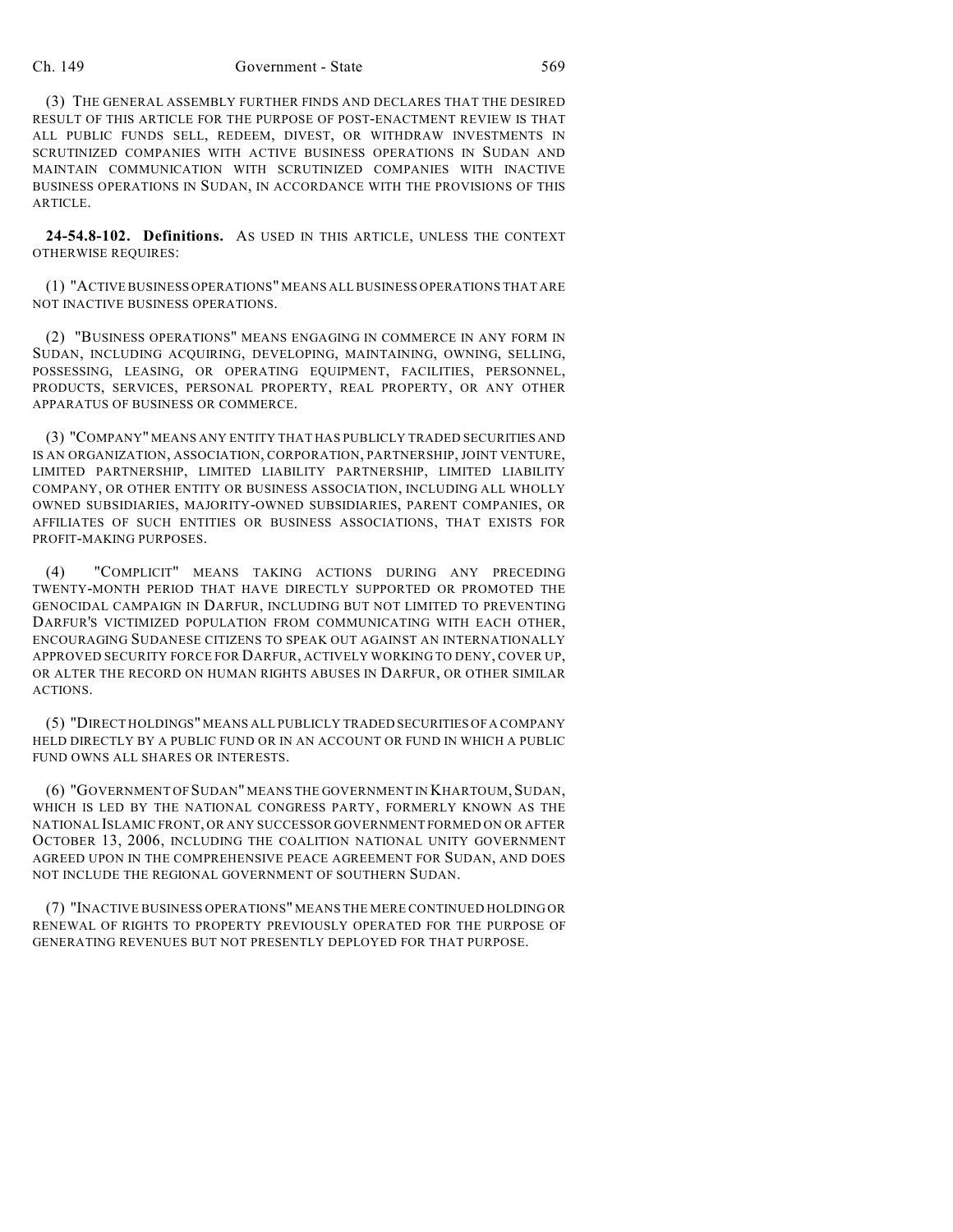(3) THE GENERAL ASSEMBLY FURTHER FINDS AND DECLARES THAT THE DESIRED RESULT OF THIS ARTICLE FOR THE PURPOSE OF POST-ENACTMENT REVIEW IS THAT ALL PUBLIC FUNDS SELL, REDEEM, DIVEST, OR WITHDRAW INVESTMENTS IN SCRUTINIZED COMPANIES WITH ACTIVE BUSINESS OPERATIONS IN SUDAN AND MAINTAIN COMMUNICATION WITH SCRUTINIZED COMPANIES WITH INACTIVE BUSINESS OPERATIONS IN SUDAN, IN ACCORDANCE WITH THE PROVISIONS OF THIS ARTICLE.

**24-54.8-102. Definitions.** AS USED IN THIS ARTICLE, UNLESS THE CONTEXT OTHERWISE REQUIRES:

(1) "ACTIVE BUSINESS OPERATIONS" MEANS ALL BUSINESS OPERATIONS THAT ARE NOT INACTIVE BUSINESS OPERATIONS.

(2) "BUSINESS OPERATIONS" MEANS ENGAGING IN COMMERCE IN ANY FORM IN SUDAN, INCLUDING ACQUIRING, DEVELOPING, MAINTAINING, OWNING, SELLING, POSSESSING, LEASING, OR OPERATING EQUIPMENT, FACILITIES, PERSONNEL, PRODUCTS, SERVICES, PERSONAL PROPERTY, REAL PROPERTY, OR ANY OTHER APPARATUS OF BUSINESS OR COMMERCE.

(3) "COMPANY" MEANS ANY ENTITY THAT HAS PUBLICLY TRADED SECURITIES AND IS AN ORGANIZATION, ASSOCIATION, CORPORATION, PARTNERSHIP, JOINT VENTURE, LIMITED PARTNERSHIP, LIMITED LIABILITY PARTNERSHIP, LIMITED LIABILITY COMPANY, OR OTHER ENTITY OR BUSINESS ASSOCIATION, INCLUDING ALL WHOLLY OWNED SUBSIDIARIES, MAJORITY-OWNED SUBSIDIARIES, PARENT COMPANIES, OR AFFILIATES OF SUCH ENTITIES OR BUSINESS ASSOCIATIONS, THAT EXISTS FOR PROFIT-MAKING PURPOSES.

(4) "COMPLICIT" MEANS TAKING ACTIONS DURING ANY PRECEDING TWENTY-MONTH PERIOD THAT HAVE DIRECTLY SUPPORTED OR PROMOTED THE GENOCIDAL CAMPAIGN IN DARFUR, INCLUDING BUT NOT LIMITED TO PREVENTING DARFUR'S VICTIMIZED POPULATION FROM COMMUNICATING WITH EACH OTHER, ENCOURAGING SUDANESE CITIZENS TO SPEAK OUT AGAINST AN INTERNATIONALLY APPROVED SECURITY FORCE FOR DARFUR, ACTIVELY WORKING TO DENY, COVER UP, OR ALTER THE RECORD ON HUMAN RIGHTS ABUSES IN DARFUR, OR OTHER SIMILAR ACTIONS.

(5) "DIRECT HOLDINGS" MEANS ALL PUBLICLY TRADED SECURITIES OF A COMPANY HELD DIRECTLY BY A PUBLIC FUND OR IN AN ACCOUNT OR FUND IN WHICH A PUBLIC FUND OWNS ALL SHARES OR INTERESTS.

(6) "GOVERNMENT OF SUDAN" MEANS THE GOVERNMENT IN KHARTOUM, SUDAN, WHICH IS LED BY THE NATIONAL CONGRESS PARTY, FORMERLY KNOWN AS THE NATIONAL ISLAMIC FRONT, OR ANY SUCCESSOR GOVERNMENT FORMED ON OR AFTER OCTOBER 13, 2006, INCLUDING THE COALITION NATIONAL UNITY GOVERNMENT AGREED UPON IN THE COMPREHENSIVE PEACE AGREEMENT FOR SUDAN, AND DOES NOT INCLUDE THE REGIONAL GOVERNMENT OF SOUTHERN SUDAN.

(7) "INACTIVE BUSINESS OPERATIONS" MEANS THE MERE CONTINUED HOLDING OR RENEWAL OF RIGHTS TO PROPERTY PREVIOUSLY OPERATED FOR THE PURPOSE OF GENERATING REVENUES BUT NOT PRESENTLY DEPLOYED FOR THAT PURPOSE.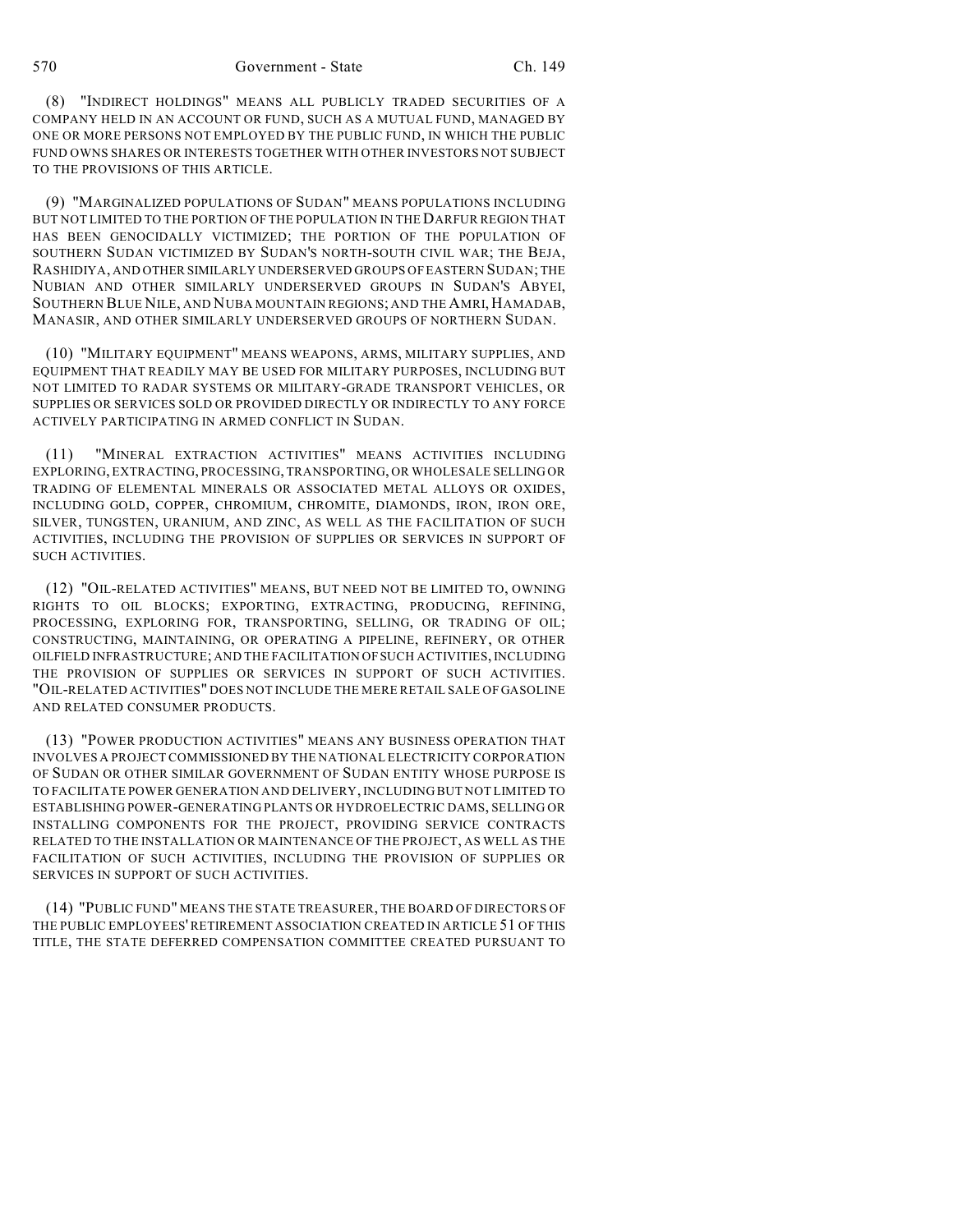(8) "INDIRECT HOLDINGS" MEANS ALL PUBLICLY TRADED SECURITIES OF A COMPANY HELD IN AN ACCOUNT OR FUND, SUCH AS A MUTUAL FUND, MANAGED BY ONE OR MORE PERSONS NOT EMPLOYED BY THE PUBLIC FUND, IN WHICH THE PUBLIC FUND OWNS SHARES OR INTERESTS TOGETHER WITH OTHER INVESTORS NOT SUBJECT TO THE PROVISIONS OF THIS ARTICLE.

(9) "MARGINALIZED POPULATIONS OF SUDAN" MEANS POPULATIONS INCLUDING BUT NOT LIMITED TO THE PORTION OF THE POPULATION IN THE DARFUR REGION THAT HAS BEEN GENOCIDALLY VICTIMIZED; THE PORTION OF THE POPULATION OF SOUTHERN SUDAN VICTIMIZED BY SUDAN'S NORTH-SOUTH CIVIL WAR; THE BEJA, RASHIDIYA, AND OTHER SIMILARLY UNDERSERVED GROUPS OF EASTERN SUDAN; THE NUBIAN AND OTHER SIMILARLY UNDERSERVED GROUPS IN SUDAN'S ABYEI, SOUTHERN BLUE NILE, AND NUBA MOUNTAIN REGIONS; AND THE AMRI, HAMADAB, MANASIR, AND OTHER SIMILARLY UNDERSERVED GROUPS OF NORTHERN SUDAN.

(10) "MILITARY EQUIPMENT" MEANS WEAPONS, ARMS, MILITARY SUPPLIES, AND EQUIPMENT THAT READILY MAY BE USED FOR MILITARY PURPOSES, INCLUDING BUT NOT LIMITED TO RADAR SYSTEMS OR MILITARY-GRADE TRANSPORT VEHICLES, OR SUPPLIES OR SERVICES SOLD OR PROVIDED DIRECTLY OR INDIRECTLY TO ANY FORCE ACTIVELY PARTICIPATING IN ARMED CONFLICT IN SUDAN.

(11) "MINERAL EXTRACTION ACTIVITIES" MEANS ACTIVITIES INCLUDING EXPLORING, EXTRACTING, PROCESSING, TRANSPORTING, OR WHOLESALE SELLING OR TRADING OF ELEMENTAL MINERALS OR ASSOCIATED METAL ALLOYS OR OXIDES, INCLUDING GOLD, COPPER, CHROMIUM, CHROMITE, DIAMONDS, IRON, IRON ORE, SILVER, TUNGSTEN, URANIUM, AND ZINC, AS WELL AS THE FACILITATION OF SUCH ACTIVITIES, INCLUDING THE PROVISION OF SUPPLIES OR SERVICES IN SUPPORT OF SUCH ACTIVITIES.

(12) "OIL-RELATED ACTIVITIES" MEANS, BUT NEED NOT BE LIMITED TO, OWNING RIGHTS TO OIL BLOCKS; EXPORTING, EXTRACTING, PRODUCING, REFINING, PROCESSING, EXPLORING FOR, TRANSPORTING, SELLING, OR TRADING OF OIL; CONSTRUCTING, MAINTAINING, OR OPERATING A PIPELINE, REFINERY, OR OTHER OILFIELD INFRASTRUCTURE; AND THE FACILITATION OF SUCH ACTIVITIES, INCLUDING THE PROVISION OF SUPPLIES OR SERVICES IN SUPPORT OF SUCH ACTIVITIES. "OIL-RELATED ACTIVITIES" DOES NOT INCLUDE THE MERE RETAIL SALE OF GASOLINE AND RELATED CONSUMER PRODUCTS.

(13) "POWER PRODUCTION ACTIVITIES" MEANS ANY BUSINESS OPERATION THAT INVOLVES A PROJECT COMMISSIONED BY THE NATIONAL ELECTRICITY CORPORATION OF SUDAN OR OTHER SIMILAR GOVERNMENT OF SUDAN ENTITY WHOSE PURPOSE IS TO FACILITATE POWER GENERATION AND DELIVERY, INCLUDING BUT NOT LIMITED TO ESTABLISHING POWER-GENERATING PLANTS OR HYDROELECTRIC DAMS, SELLING OR INSTALLING COMPONENTS FOR THE PROJECT, PROVIDING SERVICE CONTRACTS RELATED TO THE INSTALLATION OR MAINTENANCE OF THE PROJECT, AS WELL AS THE FACILITATION OF SUCH ACTIVITIES, INCLUDING THE PROVISION OF SUPPLIES OR SERVICES IN SUPPORT OF SUCH ACTIVITIES.

(14) "PUBLIC FUND" MEANS THE STATE TREASURER, THE BOARD OF DIRECTORS OF THE PUBLIC EMPLOYEES' RETIREMENT ASSOCIATION CREATED IN ARTICLE 51 OF THIS TITLE, THE STATE DEFERRED COMPENSATION COMMITTEE CREATED PURSUANT TO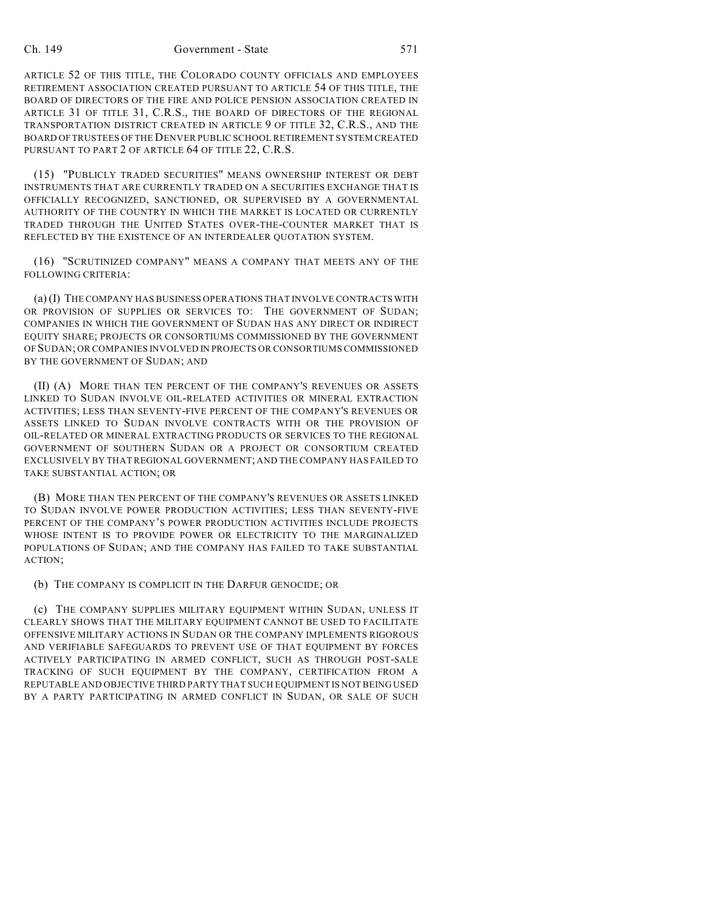ARTICLE 52 OF THIS TITLE, THE COLORADO COUNTY OFFICIALS AND EMPLOYEES RETIREMENT ASSOCIATION CREATED PURSUANT TO ARTICLE 54 OF THIS TITLE, THE BOARD OF DIRECTORS OF THE FIRE AND POLICE PENSION ASSOCIATION CREATED IN ARTICLE 31 OF TITLE 31, C.R.S., THE BOARD OF DIRECTORS OF THE REGIONAL TRANSPORTATION DISTRICT CREATED IN ARTICLE 9 OF TITLE 32, C.R.S., AND THE BOARD OF TRUSTEES OF THE DENVER PUBLIC SCHOOL RETIREMENT SYSTEM CREATED PURSUANT TO PART 2 OF ARTICLE 64 OF TITLE 22, C.R.S.

(15) "PUBLICLY TRADED SECURITIES" MEANS OWNERSHIP INTEREST OR DEBT INSTRUMENTS THAT ARE CURRENTLY TRADED ON A SECURITIES EXCHANGE THAT IS OFFICIALLY RECOGNIZED, SANCTIONED, OR SUPERVISED BY A GOVERNMENTAL AUTHORITY OF THE COUNTRY IN WHICH THE MARKET IS LOCATED OR CURRENTLY TRADED THROUGH THE UNITED STATES OVER-THE-COUNTER MARKET THAT IS REFLECTED BY THE EXISTENCE OF AN INTERDEALER QUOTATION SYSTEM.

(16) "SCRUTINIZED COMPANY" MEANS A COMPANY THAT MEETS ANY OF THE FOLLOWING CRITERIA:

(a) (I) THE COMPANY HAS BUSINESS OPERATIONS THAT INVOLVE CONTRACTS WITH OR PROVISION OF SUPPLIES OR SERVICES TO: THE GOVERNMENT OF SUDAN; COMPANIES IN WHICH THE GOVERNMENT OF SUDAN HAS ANY DIRECT OR INDIRECT EQUITY SHARE; PROJECTS OR CONSORTIUMS COMMISSIONED BY THE GOVERNMENT OF SUDAN; OR COMPANIES INVOLVED IN PROJECTS OR CONSORTIUMS COMMISSIONED BY THE GOVERNMENT OF SUDAN; AND

(II) (A) MORE THAN TEN PERCENT OF THE COMPANY'S REVENUES OR ASSETS LINKED TO SUDAN INVOLVE OIL-RELATED ACTIVITIES OR MINERAL EXTRACTION ACTIVITIES; LESS THAN SEVENTY-FIVE PERCENT OF THE COMPANY'S REVENUES OR ASSETS LINKED TO SUDAN INVOLVE CONTRACTS WITH OR THE PROVISION OF OIL-RELATED OR MINERAL EXTRACTING PRODUCTS OR SERVICES TO THE REGIONAL GOVERNMENT OF SOUTHERN SUDAN OR A PROJECT OR CONSORTIUM CREATED EXCLUSIVELY BY THAT REGIONAL GOVERNMENT; AND THE COMPANY HAS FAILED TO TAKE SUBSTANTIAL ACTION; OR

(B) MORE THAN TEN PERCENT OF THE COMPANY'S REVENUES OR ASSETS LINKED TO SUDAN INVOLVE POWER PRODUCTION ACTIVITIES; LESS THAN SEVENTY-FIVE PERCENT OF THE COMPANY'S POWER PRODUCTION ACTIVITIES INCLUDE PROJECTS WHOSE INTENT IS TO PROVIDE POWER OR ELECTRICITY TO THE MARGINALIZED POPULATIONS OF SUDAN; AND THE COMPANY HAS FAILED TO TAKE SUBSTANTIAL ACTION;

(b) THE COMPANY IS COMPLICIT IN THE DARFUR GENOCIDE; OR

(c) THE COMPANY SUPPLIES MILITARY EQUIPMENT WITHIN SUDAN, UNLESS IT CLEARLY SHOWS THAT THE MILITARY EQUIPMENT CANNOT BE USED TO FACILITATE OFFENSIVE MILITARY ACTIONS IN SUDAN OR THE COMPANY IMPLEMENTS RIGOROUS AND VERIFIABLE SAFEGUARDS TO PREVENT USE OF THAT EQUIPMENT BY FORCES ACTIVELY PARTICIPATING IN ARMED CONFLICT, SUCH AS THROUGH POST-SALE TRACKING OF SUCH EQUIPMENT BY THE COMPANY, CERTIFICATION FROM A REPUTABLE AND OBJECTIVE THIRD PARTY THAT SUCH EQUIPMENT IS NOT BEING USED BY A PARTY PARTICIPATING IN ARMED CONFLICT IN SUDAN, OR SALE OF SUCH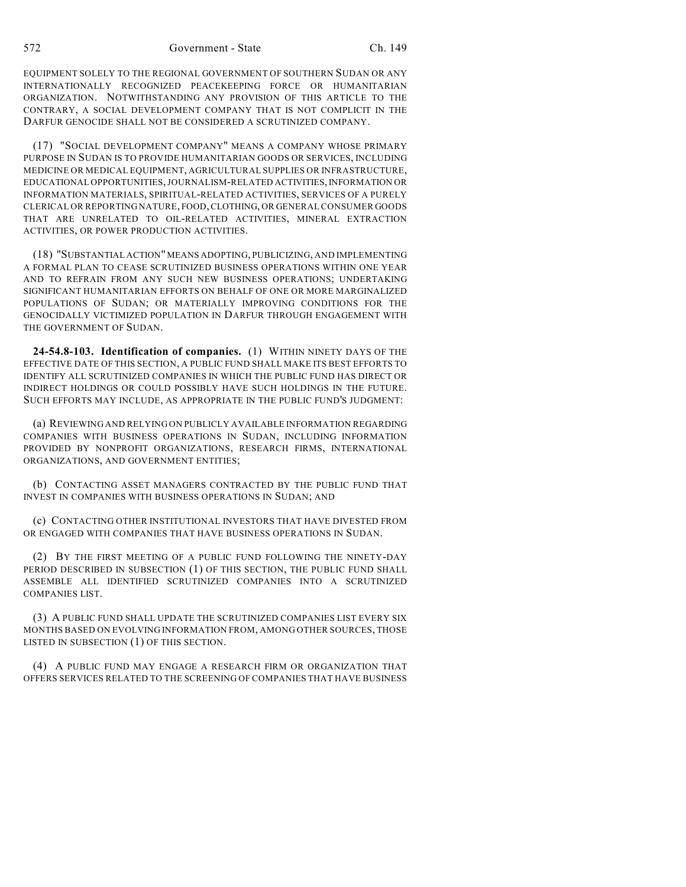EQUIPMENT SOLELY TO THE REGIONAL GOVERNMENT OF SOUTHERN SUDAN OR ANY INTERNATIONALLY RECOGNIZED PEACEKEEPING FORCE OR HUMANITARIAN ORGANIZATION. NOTWITHSTANDING ANY PROVISION OF THIS ARTICLE TO THE CONTRARY, A SOCIAL DEVELOPMENT COMPANY THAT IS NOT COMPLICIT IN THE DARFUR GENOCIDE SHALL NOT BE CONSIDERED A SCRUTINIZED COMPANY.

(17) "SOCIAL DEVELOPMENT COMPANY" MEANS A COMPANY WHOSE PRIMARY PURPOSE IN SUDAN IS TO PROVIDE HUMANITARIAN GOODS OR SERVICES, INCLUDING MEDICINE OR MEDICAL EQUIPMENT, AGRICULTURAL SUPPLIES OR INFRASTRUCTURE, EDUCATIONAL OPPORTUNITIES, JOURNALISM-RELATED ACTIVITIES, INFORMATION OR INFORMATION MATERIALS, SPIRITUAL-RELATED ACTIVITIES, SERVICES OF A PURELY CLERICAL OR REPORTING NATURE, FOOD, CLOTHING, OR GENERAL CONSUMER GOODS THAT ARE UNRELATED TO OIL-RELATED ACTIVITIES, MINERAL EXTRACTION ACTIVITIES, OR POWER PRODUCTION ACTIVITIES.

(18) "SUBSTANTIAL ACTION" MEANS ADOPTING, PUBLICIZING, AND IMPLEMENTING A FORMAL PLAN TO CEASE SCRUTINIZED BUSINESS OPERATIONS WITHIN ONE YEAR AND TO REFRAIN FROM ANY SUCH NEW BUSINESS OPERATIONS; UNDERTAKING SIGNIFICANT HUMANITARIAN EFFORTS ON BEHALF OF ONE OR MORE MARGINALIZED POPULATIONS OF SUDAN; OR MATERIALLY IMPROVING CONDITIONS FOR THE GENOCIDALLY VICTIMIZED POPULATION IN DARFUR THROUGH ENGAGEMENT WITH THE GOVERNMENT OF SUDAN.

**24-54.8-103. Identification of companies.** (1) WITHIN NINETY DAYS OF THE EFFECTIVE DATE OF THIS SECTION, A PUBLIC FUND SHALL MAKE ITS BEST EFFORTS TO IDENTIFY ALL SCRUTINIZED COMPANIES IN WHICH THE PUBLIC FUND HAS DIRECT OR INDIRECT HOLDINGS OR COULD POSSIBLY HAVE SUCH HOLDINGS IN THE FUTURE. SUCH EFFORTS MAY INCLUDE, AS APPROPRIATE IN THE PUBLIC FUND'S JUDGMENT:

(a) REVIEWING AND RELYING ON PUBLICLY AVAILABLE INFORMATION REGARDING COMPANIES WITH BUSINESS OPERATIONS IN SUDAN, INCLUDING INFORMATION PROVIDED BY NONPROFIT ORGANIZATIONS, RESEARCH FIRMS, INTERNATIONAL ORGANIZATIONS, AND GOVERNMENT ENTITIES;

(b) CONTACTING ASSET MANAGERS CONTRACTED BY THE PUBLIC FUND THAT INVEST IN COMPANIES WITH BUSINESS OPERATIONS IN SUDAN; AND

(c) CONTACTING OTHER INSTITUTIONAL INVESTORS THAT HAVE DIVESTED FROM OR ENGAGED WITH COMPANIES THAT HAVE BUSINESS OPERATIONS IN SUDAN.

(2) BY THE FIRST MEETING OF A PUBLIC FUND FOLLOWING THE NINETY-DAY PERIOD DESCRIBED IN SUBSECTION (1) OF THIS SECTION, THE PUBLIC FUND SHALL ASSEMBLE ALL IDENTIFIED SCRUTINIZED COMPANIES INTO A SCRUTINIZED COMPANIES LIST.

(3) A PUBLIC FUND SHALL UPDATE THE SCRUTINIZED COMPANIES LIST EVERY SIX MONTHS BASED ON EVOLVING INFORMATION FROM, AMONG OTHER SOURCES, THOSE LISTED IN SUBSECTION (1) OF THIS SECTION.

(4) A PUBLIC FUND MAY ENGAGE A RESEARCH FIRM OR ORGANIZATION THAT OFFERS SERVICES RELATED TO THE SCREENING OF COMPANIES THAT HAVE BUSINESS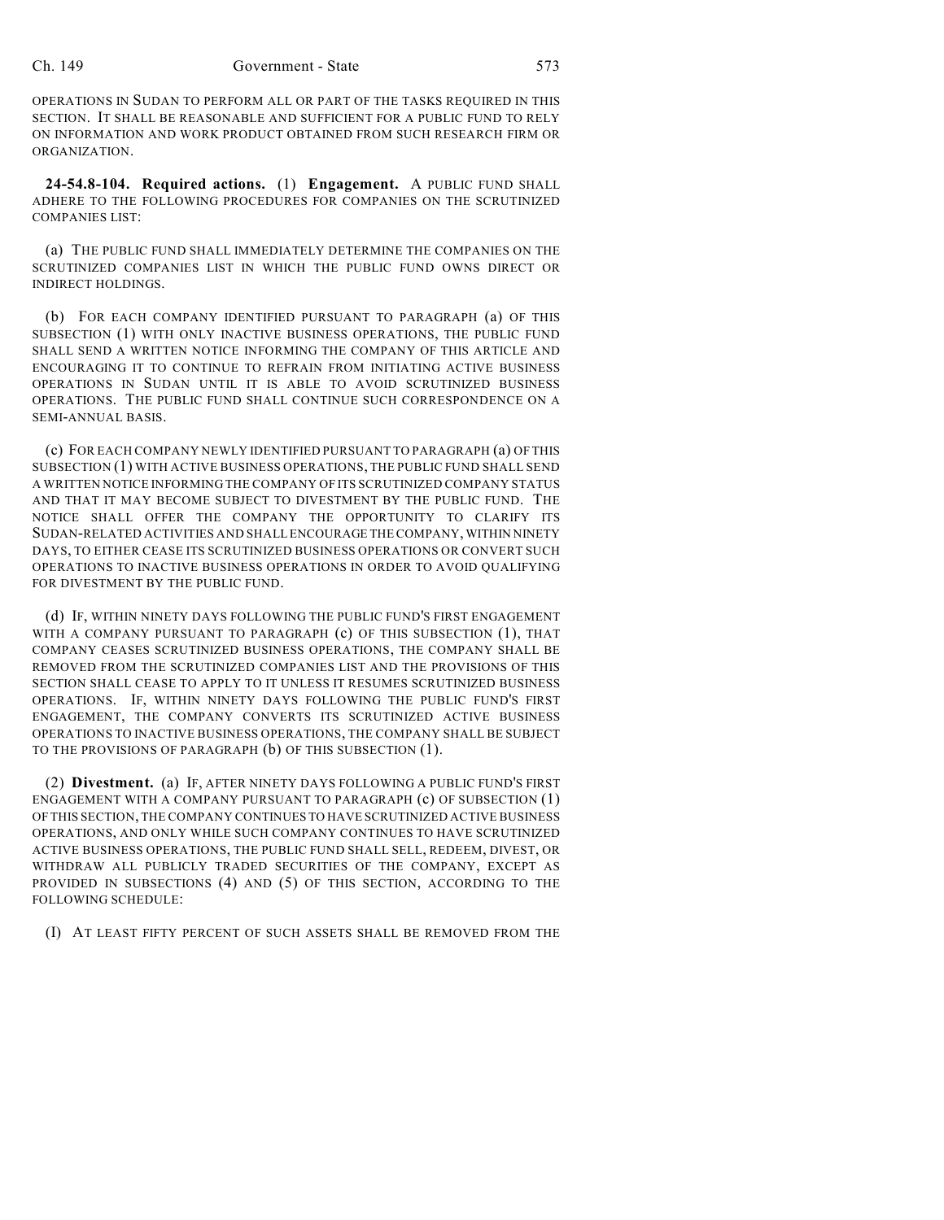OPERATIONS IN SUDAN TO PERFORM ALL OR PART OF THE TASKS REQUIRED IN THIS SECTION. IT SHALL BE REASONABLE AND SUFFICIENT FOR A PUBLIC FUND TO RELY ON INFORMATION AND WORK PRODUCT OBTAINED FROM SUCH RESEARCH FIRM OR ORGANIZATION.

**24-54.8-104. Required actions.** (1) **Engagement.** A PUBLIC FUND SHALL ADHERE TO THE FOLLOWING PROCEDURES FOR COMPANIES ON THE SCRUTINIZED COMPANIES LIST:

(a) THE PUBLIC FUND SHALL IMMEDIATELY DETERMINE THE COMPANIES ON THE SCRUTINIZED COMPANIES LIST IN WHICH THE PUBLIC FUND OWNS DIRECT OR INDIRECT HOLDINGS.

(b) FOR EACH COMPANY IDENTIFIED PURSUANT TO PARAGRAPH (a) OF THIS SUBSECTION (1) WITH ONLY INACTIVE BUSINESS OPERATIONS, THE PUBLIC FUND SHALL SEND A WRITTEN NOTICE INFORMING THE COMPANY OF THIS ARTICLE AND ENCOURAGING IT TO CONTINUE TO REFRAIN FROM INITIATING ACTIVE BUSINESS OPERATIONS IN SUDAN UNTIL IT IS ABLE TO AVOID SCRUTINIZED BUSINESS OPERATIONS. THE PUBLIC FUND SHALL CONTINUE SUCH CORRESPONDENCE ON A SEMI-ANNUAL BASIS.

(c) FOR EACH COMPANY NEWLY IDENTIFIED PURSUANT TO PARAGRAPH (a) OF THIS SUBSECTION (1) WITH ACTIVE BUSINESS OPERATIONS, THE PUBLIC FUND SHALL SEND A WRITTEN NOTICE INFORMING THE COMPANY OF ITS SCRUTINIZED COMPANY STATUS AND THAT IT MAY BECOME SUBJECT TO DIVESTMENT BY THE PUBLIC FUND. THE NOTICE SHALL OFFER THE COMPANY THE OPPORTUNITY TO CLARIFY ITS SUDAN-RELATED ACTIVITIES AND SHALL ENCOURAGE THE COMPANY, WITHIN NINETY DAYS, TO EITHER CEASE ITS SCRUTINIZED BUSINESS OPERATIONS OR CONVERT SUCH OPERATIONS TO INACTIVE BUSINESS OPERATIONS IN ORDER TO AVOID QUALIFYING FOR DIVESTMENT BY THE PUBLIC FUND.

(d) IF, WITHIN NINETY DAYS FOLLOWING THE PUBLIC FUND'S FIRST ENGAGEMENT WITH A COMPANY PURSUANT TO PARAGRAPH (c) OF THIS SUBSECTION (1), THAT COMPANY CEASES SCRUTINIZED BUSINESS OPERATIONS, THE COMPANY SHALL BE REMOVED FROM THE SCRUTINIZED COMPANIES LIST AND THE PROVISIONS OF THIS SECTION SHALL CEASE TO APPLY TO IT UNLESS IT RESUMES SCRUTINIZED BUSINESS OPERATIONS. IF, WITHIN NINETY DAYS FOLLOWING THE PUBLIC FUND'S FIRST ENGAGEMENT, THE COMPANY CONVERTS ITS SCRUTINIZED ACTIVE BUSINESS OPERATIONS TO INACTIVE BUSINESS OPERATIONS, THE COMPANY SHALL BE SUBJECT TO THE PROVISIONS OF PARAGRAPH (b) OF THIS SUBSECTION (1).

(2) **Divestment.** (a) IF, AFTER NINETY DAYS FOLLOWING A PUBLIC FUND'S FIRST ENGAGEMENT WITH A COMPANY PURSUANT TO PARAGRAPH (c) OF SUBSECTION (1) OF THIS SECTION, THE COMPANY CONTINUES TO HAVE SCRUTINIZED ACTIVE BUSINESS OPERATIONS, AND ONLY WHILE SUCH COMPANY CONTINUES TO HAVE SCRUTINIZED ACTIVE BUSINESS OPERATIONS, THE PUBLIC FUND SHALL SELL, REDEEM, DIVEST, OR WITHDRAW ALL PUBLICLY TRADED SECURITIES OF THE COMPANY, EXCEPT AS PROVIDED IN SUBSECTIONS (4) AND (5) OF THIS SECTION, ACCORDING TO THE FOLLOWING SCHEDULE:

(I) AT LEAST FIFTY PERCENT OF SUCH ASSETS SHALL BE REMOVED FROM THE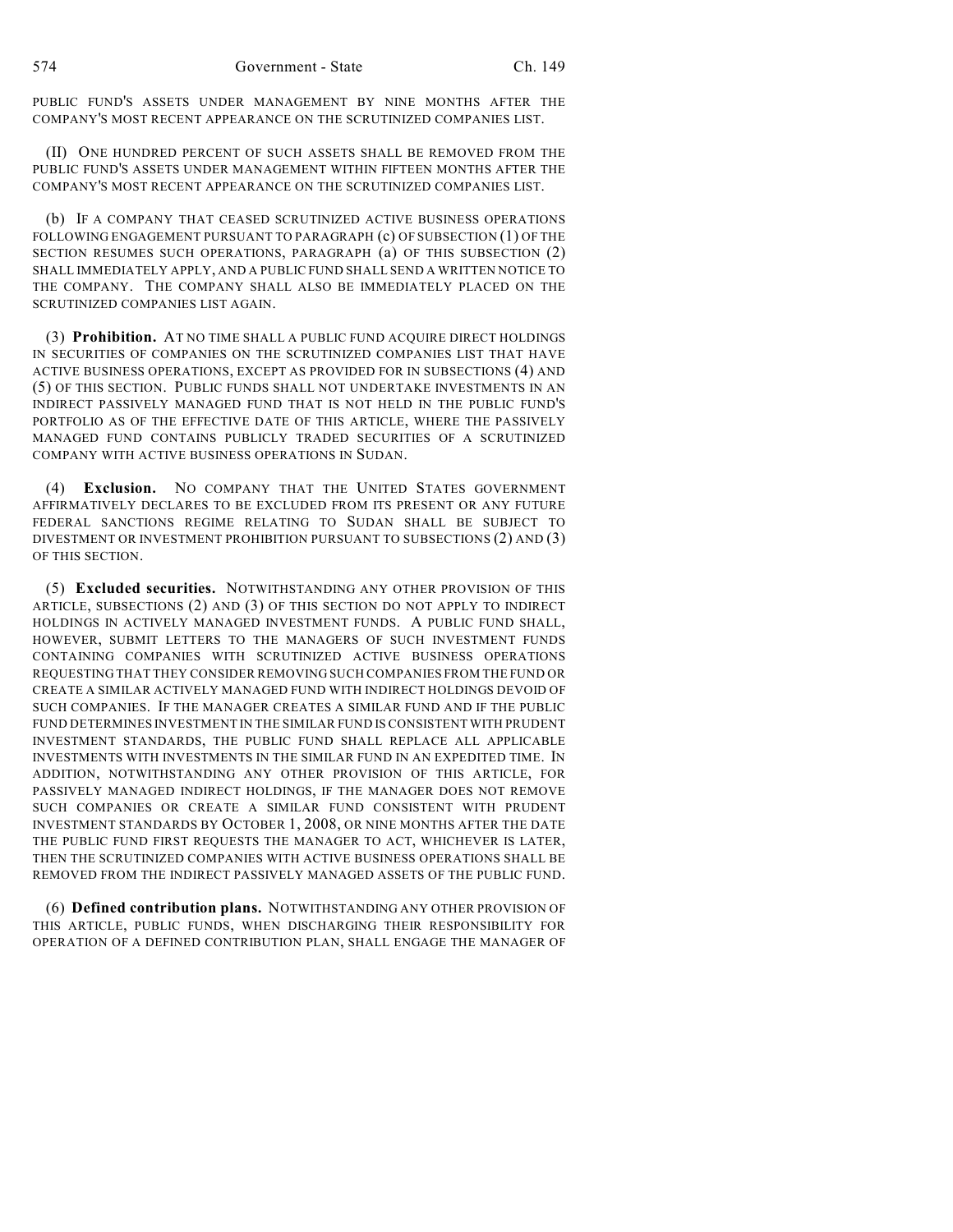PUBLIC FUND'S ASSETS UNDER MANAGEMENT BY NINE MONTHS AFTER THE COMPANY'S MOST RECENT APPEARANCE ON THE SCRUTINIZED COMPANIES LIST.

(II) ONE HUNDRED PERCENT OF SUCH ASSETS SHALL BE REMOVED FROM THE PUBLIC FUND'S ASSETS UNDER MANAGEMENT WITHIN FIFTEEN MONTHS AFTER THE COMPANY'S MOST RECENT APPEARANCE ON THE SCRUTINIZED COMPANIES LIST.

(b) IF A COMPANY THAT CEASED SCRUTINIZED ACTIVE BUSINESS OPERATIONS FOLLOWING ENGAGEMENT PURSUANT TO PARAGRAPH (c) OF SUBSECTION (1) OF THE SECTION RESUMES SUCH OPERATIONS, PARAGRAPH (a) OF THIS SUBSECTION (2) SHALL IMMEDIATELY APPLY, AND A PUBLIC FUND SHALL SEND A WRITTEN NOTICE TO THE COMPANY. THE COMPANY SHALL ALSO BE IMMEDIATELY PLACED ON THE SCRUTINIZED COMPANIES LIST AGAIN.

(3) **Prohibition.** AT NO TIME SHALL A PUBLIC FUND ACQUIRE DIRECT HOLDINGS IN SECURITIES OF COMPANIES ON THE SCRUTINIZED COMPANIES LIST THAT HAVE ACTIVE BUSINESS OPERATIONS, EXCEPT AS PROVIDED FOR IN SUBSECTIONS (4) AND (5) OF THIS SECTION. PUBLIC FUNDS SHALL NOT UNDERTAKE INVESTMENTS IN AN INDIRECT PASSIVELY MANAGED FUND THAT IS NOT HELD IN THE PUBLIC FUND'S PORTFOLIO AS OF THE EFFECTIVE DATE OF THIS ARTICLE, WHERE THE PASSIVELY MANAGED FUND CONTAINS PUBLICLY TRADED SECURITIES OF A SCRUTINIZED COMPANY WITH ACTIVE BUSINESS OPERATIONS IN SUDAN.

(4) **Exclusion.** NO COMPANY THAT THE UNITED STATES GOVERNMENT AFFIRMATIVELY DECLARES TO BE EXCLUDED FROM ITS PRESENT OR ANY FUTURE FEDERAL SANCTIONS REGIME RELATING TO SUDAN SHALL BE SUBJECT TO DIVESTMENT OR INVESTMENT PROHIBITION PURSUANT TO SUBSECTIONS (2) AND (3) OF THIS SECTION.

(5) **Excluded securities.** NOTWITHSTANDING ANY OTHER PROVISION OF THIS ARTICLE, SUBSECTIONS (2) AND (3) OF THIS SECTION DO NOT APPLY TO INDIRECT HOLDINGS IN ACTIVELY MANAGED INVESTMENT FUNDS. A PUBLIC FUND SHALL, HOWEVER, SUBMIT LETTERS TO THE MANAGERS OF SUCH INVESTMENT FUNDS CONTAINING COMPANIES WITH SCRUTINIZED ACTIVE BUSINESS OPERATIONS REQUESTING THAT THEY CONSIDER REMOVING SUCH COMPANIES FROM THE FUND OR CREATE A SIMILAR ACTIVELY MANAGED FUND WITH INDIRECT HOLDINGS DEVOID OF SUCH COMPANIES. IF THE MANAGER CREATES A SIMILAR FUND AND IF THE PUBLIC FUND DETERMINES INVESTMENT IN THE SIMILAR FUND IS CONSISTENT WITH PRUDENT INVESTMENT STANDARDS, THE PUBLIC FUND SHALL REPLACE ALL APPLICABLE INVESTMENTS WITH INVESTMENTS IN THE SIMILAR FUND IN AN EXPEDITED TIME. IN ADDITION, NOTWITHSTANDING ANY OTHER PROVISION OF THIS ARTICLE, FOR PASSIVELY MANAGED INDIRECT HOLDINGS, IF THE MANAGER DOES NOT REMOVE SUCH COMPANIES OR CREATE A SIMILAR FUND CONSISTENT WITH PRUDENT INVESTMENT STANDARDS BY OCTOBER 1, 2008, OR NINE MONTHS AFTER THE DATE THE PUBLIC FUND FIRST REQUESTS THE MANAGER TO ACT, WHICHEVER IS LATER, THEN THE SCRUTINIZED COMPANIES WITH ACTIVE BUSINESS OPERATIONS SHALL BE REMOVED FROM THE INDIRECT PASSIVELY MANAGED ASSETS OF THE PUBLIC FUND.

(6) **Defined contribution plans.** NOTWITHSTANDING ANY OTHER PROVISION OF THIS ARTICLE, PUBLIC FUNDS, WHEN DISCHARGING THEIR RESPONSIBILITY FOR OPERATION OF A DEFINED CONTRIBUTION PLAN, SHALL ENGAGE THE MANAGER OF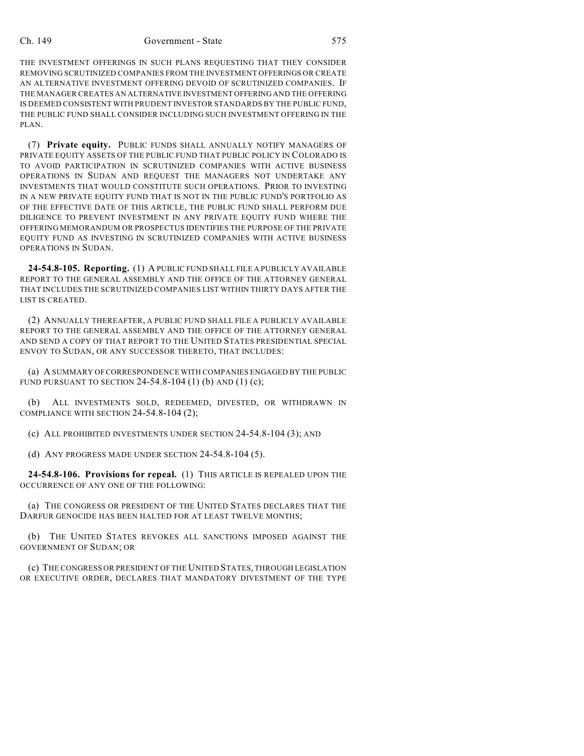THE INVESTMENT OFFERINGS IN SUCH PLANS REQUESTING THAT THEY CONSIDER REMOVING SCRUTINIZED COMPANIES FROM THE INVESTMENT OFFERINGS OR CREATE AN ALTERNATIVE INVESTMENT OFFERING DEVOID OF SCRUTINIZED COMPANIES. IF THE MANAGER CREATES AN ALTERNATIVE INVESTMENT OFFERING AND THE OFFERING IS DEEMED CONSISTENT WITH PRUDENT INVESTOR STANDARDS BY THE PUBLIC FUND, THE PUBLIC FUND SHALL CONSIDER INCLUDING SUCH INVESTMENT OFFERING IN THE PLAN.

(7) **Private equity.** PUBLIC FUNDS SHALL ANNUALLY NOTIFY MANAGERS OF PRIVATE EQUITY ASSETS OF THE PUBLIC FUND THAT PUBLIC POLICY IN COLORADO IS TO AVOID PARTICIPATION IN SCRUTINIZED COMPANIES WITH ACTIVE BUSINESS OPERATIONS IN SUDAN AND REQUEST THE MANAGERS NOT UNDERTAKE ANY INVESTMENTS THAT WOULD CONSTITUTE SUCH OPERATIONS. PRIOR TO INVESTING IN A NEW PRIVATE EQUITY FUND THAT IS NOT IN THE PUBLIC FUND'S PORTFOLIO AS OF THE EFFECTIVE DATE OF THIS ARTICLE, THE PUBLIC FUND SHALL PERFORM DUE DILIGENCE TO PREVENT INVESTMENT IN ANY PRIVATE EQUITY FUND WHERE THE OFFERING MEMORANDUM OR PROSPECTUS IDENTIFIES THE PURPOSE OF THE PRIVATE EQUITY FUND AS INVESTING IN SCRUTINIZED COMPANIES WITH ACTIVE BUSINESS OPERATIONS IN SUDAN.

**24-54.8-105. Reporting.** (1) A PUBLIC FUND SHALL FILE A PUBLICLY AVAILABLE REPORT TO THE GENERAL ASSEMBLY AND THE OFFICE OF THE ATTORNEY GENERAL THAT INCLUDES THE SCRUTINIZED COMPANIES LIST WITHIN THIRTY DAYS AFTER THE LIST IS CREATED.

(2) ANNUALLY THEREAFTER, A PUBLIC FUND SHALL FILE A PUBLICLY AVAILABLE REPORT TO THE GENERAL ASSEMBLY AND THE OFFICE OF THE ATTORNEY GENERAL AND SEND A COPY OF THAT REPORT TO THE UNITED STATES PRESIDENTIAL SPECIAL ENVOY TO SUDAN, OR ANY SUCCESSOR THERETO, THAT INCLUDES:

(a) A SUMMARY OF CORRESPONDENCE WITH COMPANIES ENGAGED BY THE PUBLIC FUND PURSUANT TO SECTION 24-54.8-104 (1) (b) AND (1) (c);

(b) ALL INVESTMENTS SOLD, REDEEMED, DIVESTED, OR WITHDRAWN IN COMPLIANCE WITH SECTION 24-54.8-104 (2);

(c) ALL PROHIBITED INVESTMENTS UNDER SECTION 24-54.8-104 (3); AND

(d) ANY PROGRESS MADE UNDER SECTION 24-54.8-104 (5).

**24-54.8-106. Provisions for repeal.** (1) THIS ARTICLE IS REPEALED UPON THE OCCURRENCE OF ANY ONE OF THE FOLLOWING:

(a) THE CONGRESS OR PRESIDENT OF THE UNITED STATES DECLARES THAT THE DARFUR GENOCIDE HAS BEEN HALTED FOR AT LEAST TWELVE MONTHS;

(b) THE UNITED STATES REVOKES ALL SANCTIONS IMPOSED AGAINST THE GOVERNMENT OF SUDAN; OR

(c) THE CONGRESS OR PRESIDENT OF THE UNITED STATES, THROUGH LEGISLATION OR EXECUTIVE ORDER, DECLARES THAT MANDATORY DIVESTMENT OF THE TYPE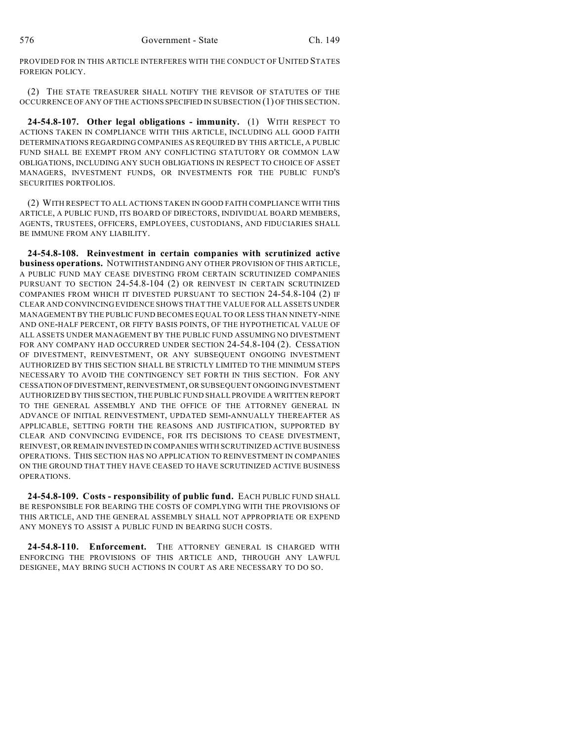PROVIDED FOR IN THIS ARTICLE INTERFERES WITH THE CONDUCT OF UNITED STATES FOREIGN POLICY.

(2) THE STATE TREASURER SHALL NOTIFY THE REVISOR OF STATUTES OF THE OCCURRENCE OF ANY OF THE ACTIONS SPECIFIED IN SUBSECTION (1) OF THIS SECTION.

**24-54.8-107. Other legal obligations - immunity.** (1) WITH RESPECT TO ACTIONS TAKEN IN COMPLIANCE WITH THIS ARTICLE, INCLUDING ALL GOOD FAITH DETERMINATIONS REGARDING COMPANIES AS REQUIRED BY THIS ARTICLE, A PUBLIC FUND SHALL BE EXEMPT FROM ANY CONFLICTING STATUTORY OR COMMON LAW OBLIGATIONS, INCLUDING ANY SUCH OBLIGATIONS IN RESPECT TO CHOICE OF ASSET MANAGERS, INVESTMENT FUNDS, OR INVESTMENTS FOR THE PUBLIC FUND'S SECURITIES PORTFOLIOS.

(2) WITH RESPECT TO ALL ACTIONS TAKEN IN GOOD FAITH COMPLIANCE WITH THIS ARTICLE, A PUBLIC FUND, ITS BOARD OF DIRECTORS, INDIVIDUAL BOARD MEMBERS, AGENTS, TRUSTEES, OFFICERS, EMPLOYEES, CUSTODIANS, AND FIDUCIARIES SHALL BE IMMUNE FROM ANY LIABILITY.

**24-54.8-108. Reinvestment in certain companies with scrutinized active business operations.** NOTWITHSTANDING ANY OTHER PROVISION OF THIS ARTICLE, A PUBLIC FUND MAY CEASE DIVESTING FROM CERTAIN SCRUTINIZED COMPANIES PURSUANT TO SECTION 24-54.8-104 (2) OR REINVEST IN CERTAIN SCRUTINIZED COMPANIES FROM WHICH IT DIVESTED PURSUANT TO SECTION 24-54.8-104 (2) IF CLEAR AND CONVINCING EVIDENCE SHOWS THAT THE VALUE FOR ALL ASSETS UNDER MANAGEMENT BY THE PUBLIC FUND BECOMES EQUAL TO OR LESS THAN NINETY-NINE AND ONE-HALF PERCENT, OR FIFTY BASIS POINTS, OF THE HYPOTHETICAL VALUE OF ALL ASSETS UNDER MANAGEMENT BY THE PUBLIC FUND ASSUMING NO DIVESTMENT FOR ANY COMPANY HAD OCCURRED UNDER SECTION 24-54.8-104 (2). CESSATION OF DIVESTMENT, REINVESTMENT, OR ANY SUBSEQUENT ONGOING INVESTMENT AUTHORIZED BY THIS SECTION SHALL BE STRICTLY LIMITED TO THE MINIMUM STEPS NECESSARY TO AVOID THE CONTINGENCY SET FORTH IN THIS SECTION. FOR ANY CESSATION OF DIVESTMENT, REINVESTMENT, OR SUBSEQUENT ONGOING INVESTMENT AUTHORIZED BY THIS SECTION, THE PUBLIC FUND SHALL PROVIDE A WRITTEN REPORT TO THE GENERAL ASSEMBLY AND THE OFFICE OF THE ATTORNEY GENERAL IN ADVANCE OF INITIAL REINVESTMENT, UPDATED SEMI-ANNUALLY THEREAFTER AS APPLICABLE, SETTING FORTH THE REASONS AND JUSTIFICATION, SUPPORTED BY CLEAR AND CONVINCING EVIDENCE, FOR ITS DECISIONS TO CEASE DIVESTMENT, REINVEST, OR REMAIN INVESTED IN COMPANIES WITH SCRUTINIZED ACTIVE BUSINESS OPERATIONS. THIS SECTION HAS NO APPLICATION TO REINVESTMENT IN COMPANIES ON THE GROUND THAT THEY HAVE CEASED TO HAVE SCRUTINIZED ACTIVE BUSINESS OPERATIONS.

**24-54.8-109. Costs - responsibility of public fund.** EACH PUBLIC FUND SHALL BE RESPONSIBLE FOR BEARING THE COSTS OF COMPLYING WITH THE PROVISIONS OF THIS ARTICLE, AND THE GENERAL ASSEMBLY SHALL NOT APPROPRIATE OR EXPEND ANY MONEYS TO ASSIST A PUBLIC FUND IN BEARING SUCH COSTS.

**24-54.8-110. Enforcement.** THE ATTORNEY GENERAL IS CHARGED WITH ENFORCING THE PROVISIONS OF THIS ARTICLE AND, THROUGH ANY LAWFUL DESIGNEE, MAY BRING SUCH ACTIONS IN COURT AS ARE NECESSARY TO DO SO.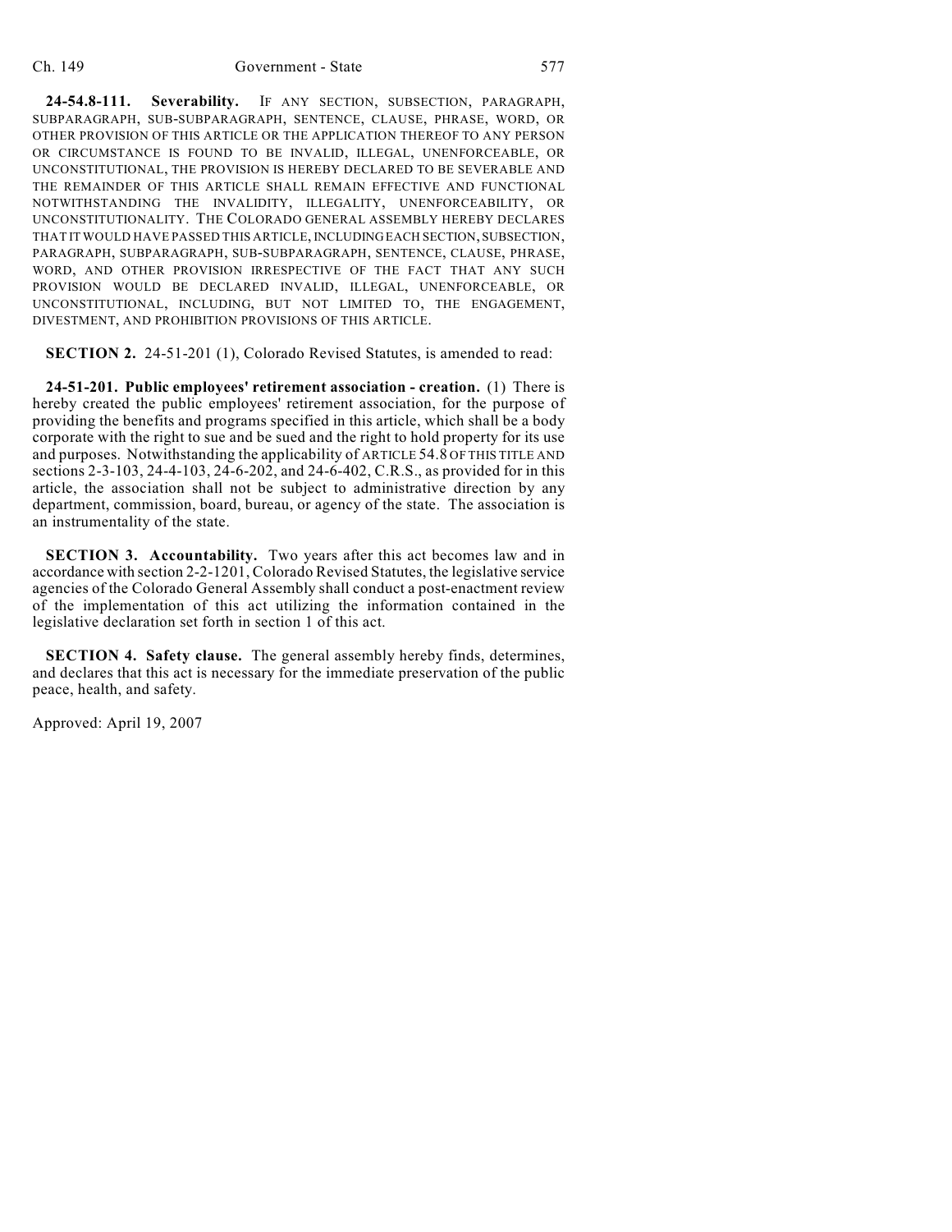**24-54.8-111. Severability.** IF ANY SECTION, SUBSECTION, PARAGRAPH, SUBPARAGRAPH, SUB-SUBPARAGRAPH, SENTENCE, CLAUSE, PHRASE, WORD, OR OTHER PROVISION OF THIS ARTICLE OR THE APPLICATION THEREOF TO ANY PERSON OR CIRCUMSTANCE IS FOUND TO BE INVALID, ILLEGAL, UNENFORCEABLE, OR UNCONSTITUTIONAL, THE PROVISION IS HEREBY DECLARED TO BE SEVERABLE AND THE REMAINDER OF THIS ARTICLE SHALL REMAIN EFFECTIVE AND FUNCTIONAL NOTWITHSTANDING THE INVALIDITY, ILLEGALITY, UNENFORCEABILITY, OR UNCONSTITUTIONALITY. THE COLORADO GENERAL ASSEMBLY HEREBY DECLARES THAT IT WOULD HAVE PASSED THIS ARTICLE, INCLUDING EACH SECTION, SUBSECTION, PARAGRAPH, SUBPARAGRAPH, SUB-SUBPARAGRAPH, SENTENCE, CLAUSE, PHRASE, WORD, AND OTHER PROVISION IRRESPECTIVE OF THE FACT THAT ANY SUCH PROVISION WOULD BE DECLARED INVALID, ILLEGAL, UNENFORCEABLE, OR UNCONSTITUTIONAL, INCLUDING, BUT NOT LIMITED TO, THE ENGAGEMENT, DIVESTMENT, AND PROHIBITION PROVISIONS OF THIS ARTICLE.

**SECTION 2.** 24-51-201 (1), Colorado Revised Statutes, is amended to read:

**24-51-201. Public employees' retirement association - creation.** (1) There is hereby created the public employees' retirement association, for the purpose of providing the benefits and programs specified in this article, which shall be a body corporate with the right to sue and be sued and the right to hold property for its use and purposes. Notwithstanding the applicability of ARTICLE 54.8 OF THIS TITLE AND sections 2-3-103, 24-4-103, 24-6-202, and 24-6-402, C.R.S., as provided for in this article, the association shall not be subject to administrative direction by any department, commission, board, bureau, or agency of the state. The association is an instrumentality of the state.

**SECTION 3. Accountability.** Two years after this act becomes law and in accordance with section 2-2-1201, Colorado Revised Statutes, the legislative service agencies of the Colorado General Assembly shall conduct a post-enactment review of the implementation of this act utilizing the information contained in the legislative declaration set forth in section 1 of this act.

**SECTION 4. Safety clause.** The general assembly hereby finds, determines, and declares that this act is necessary for the immediate preservation of the public peace, health, and safety.

Approved: April 19, 2007